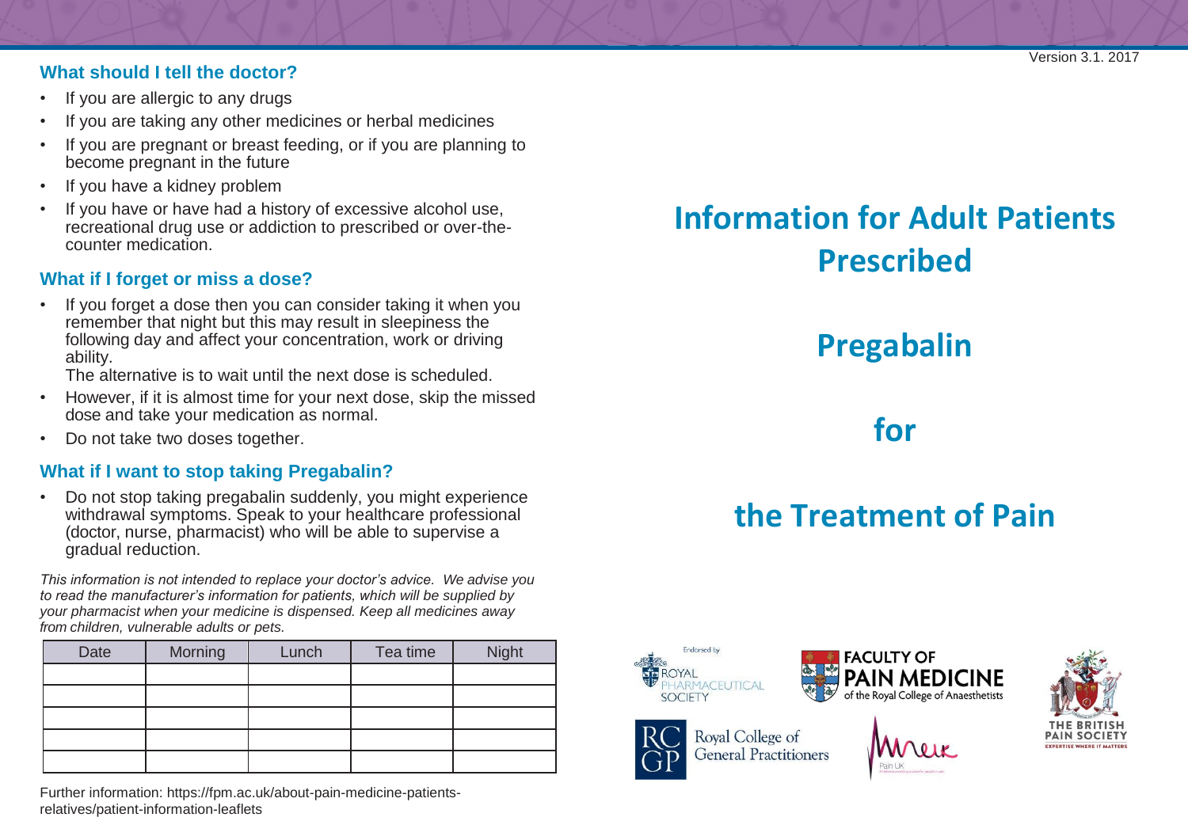## What should I tell the doctor?

- If you are allergic to any drugs
- If you are taking any other medicines or herbal medicines
- If you are pregnant or breast feeding, or if you are planning to become pregnant in the future
- If you have a kidney problem
- If you have or have had a history of excessive alcohol use, recreational drug use or addiction to prescribed or over-the-counter medication.

## What if I forget or miss a dose?

- If you forget a dose then you can consider taking it when you remember that night but this may result in sleepiness the following day and affect your concentration, work or driving ability.
  The alternative is to wait until the next dose is scheduled.
- However, if it is almost time for your next dose, skip the missed dose and take your medication as normal.
- Do not take two doses together.

## What if I want to stop taking Pregabalin?

- Do not stop taking pregabalin suddenly, you might experience withdrawal symptoms. Speak to your healthcare professional (doctor, nurse, pharmacist) who will be able to supervise a gradual reduction.

*This information is not intended to replace your doctor's advice. We advise you to read the manufacturer's information for patients, which will be supplied by your pharmacist when your medicine is dispensed. Keep all medicines away from children, vulnerable adults or pets.*

| Date | Morning | Lunch | Tea time | Night |
|---|---|---|---|---|
| | | | | |
| | | | | |
| | | | | |
| | | | | |
| | | | | |

Further information: https://fpm.ac.uk/about-pain-medicine-patients-relatives/patient-information-leaflets

Version 3.1. 2017

# Information for Adult Patients Prescribed

# Pregabalin

# for

# the Treatment of Pain

Endorsed by Royal Pharmaceutical Society

Faculty of Pain Medicine of the Royal College of Anaesthetists

The British Pain Society – Expertise where it matters

Royal College of General Practitioners

Pain UK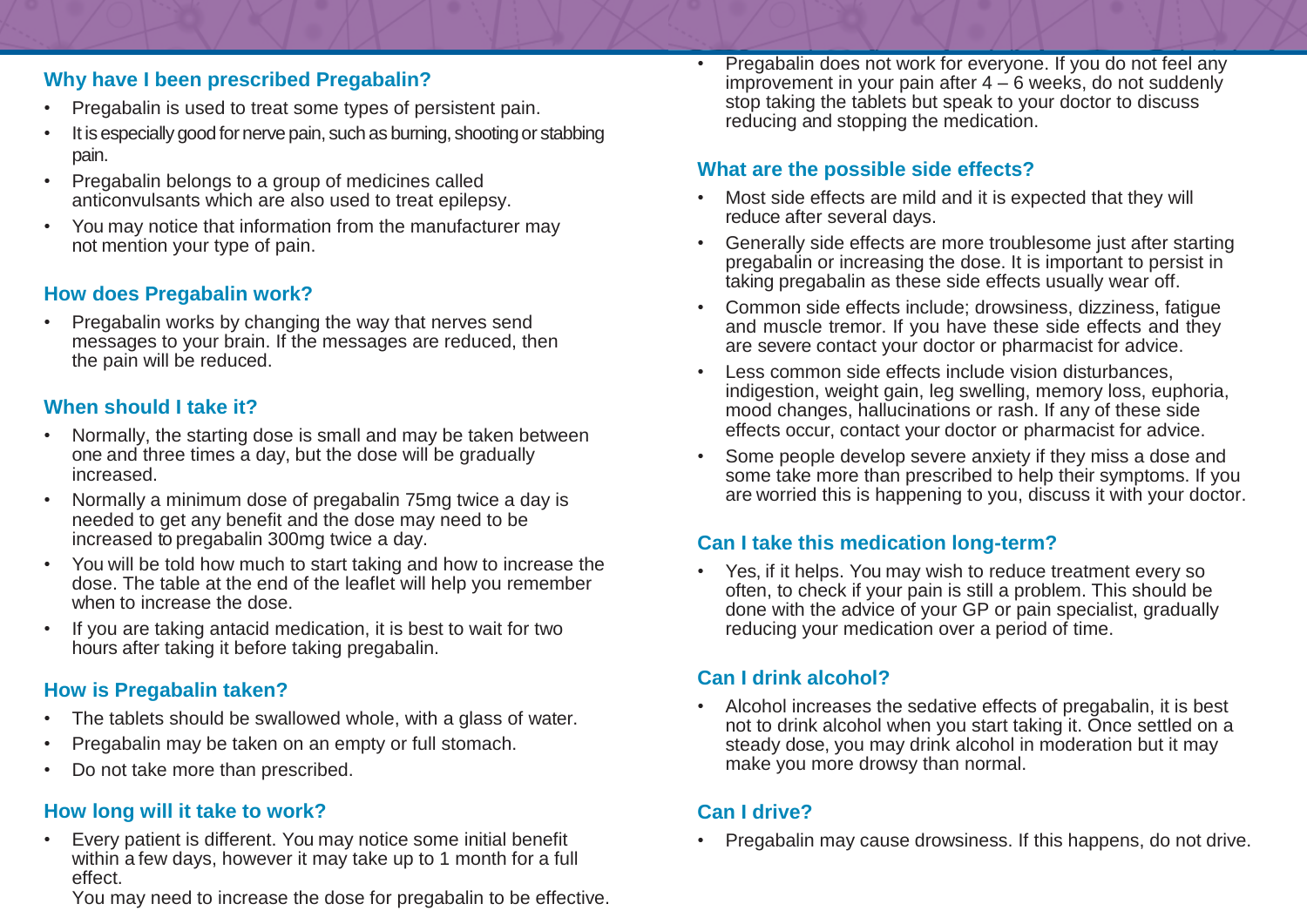## Why have I been prescribed Pregabalin?

- Pregabalin is used to treat some types of persistent pain.
- It is especially good for nerve pain, such as burning, shooting or stabbing pain.
- Pregabalin belongs to a group of medicines called anticonvulsants which are also used to treat epilepsy.
- You may notice that information from the manufacturer may not mention your type of pain.

## How does Pregabalin work?

- Pregabalin works by changing the way that nerves send messages to your brain. If the messages are reduced, then the pain will be reduced.

## When should I take it?

- Normally, the starting dose is small and may be taken between one and three times a day, but the dose will be gradually increased.
- Normally a minimum dose of pregabalin 75mg twice a day is needed to get any benefit and the dose may need to be increased to pregabalin 300mg twice a day.
- You will be told how much to start taking and how to increase the dose. The table at the end of the leaflet will help you remember when to increase the dose.
- If you are taking antacid medication, it is best to wait for two hours after taking it before taking pregabalin.

## How is Pregabalin taken?

- The tablets should be swallowed whole, with a glass of water.
- Pregabalin may be taken on an empty or full stomach.
- Do not take more than prescribed.

## How long will it take to work?

- Every patient is different. You may notice some initial benefit within a few days, however it may take up to 1 month for a full effect.
  You may need to increase the dose for pregabalin to be effective.
- Pregabalin does not work for everyone. If you do not feel any improvement in your pain after 4 – 6 weeks, do not suddenly stop taking the tablets but speak to your doctor to discuss reducing and stopping the medication.

## What are the possible side effects?

- Most side effects are mild and it is expected that they will reduce after several days.
- Generally side effects are more troublesome just after starting pregabalin or increasing the dose. It is important to persist in taking pregabalin as these side effects usually wear off.
- Common side effects include; drowsiness, dizziness, fatigue and muscle tremor. If you have these side effects and they are severe contact your doctor or pharmacist for advice.
- Less common side effects include vision disturbances, indigestion, weight gain, leg swelling, memory loss, euphoria, mood changes, hallucinations or rash. If any of these side effects occur, contact your doctor or pharmacist for advice.
- Some people develop severe anxiety if they miss a dose and some take more than prescribed to help their symptoms. If you are worried this is happening to you, discuss it with your doctor.

## Can I take this medication long-term?

- Yes, if it helps. You may wish to reduce treatment every so often, to check if your pain is still a problem. This should be done with the advice of your GP or pain specialist, gradually reducing your medication over a period of time.

## Can I drink alcohol?

- Alcohol increases the sedative effects of pregabalin, it is best not to drink alcohol when you start taking it. Once settled on a steady dose, you may drink alcohol in moderation but it may make you more drowsy than normal.

## Can I drive?

- Pregabalin may cause drowsiness. If this happens, do not drive.